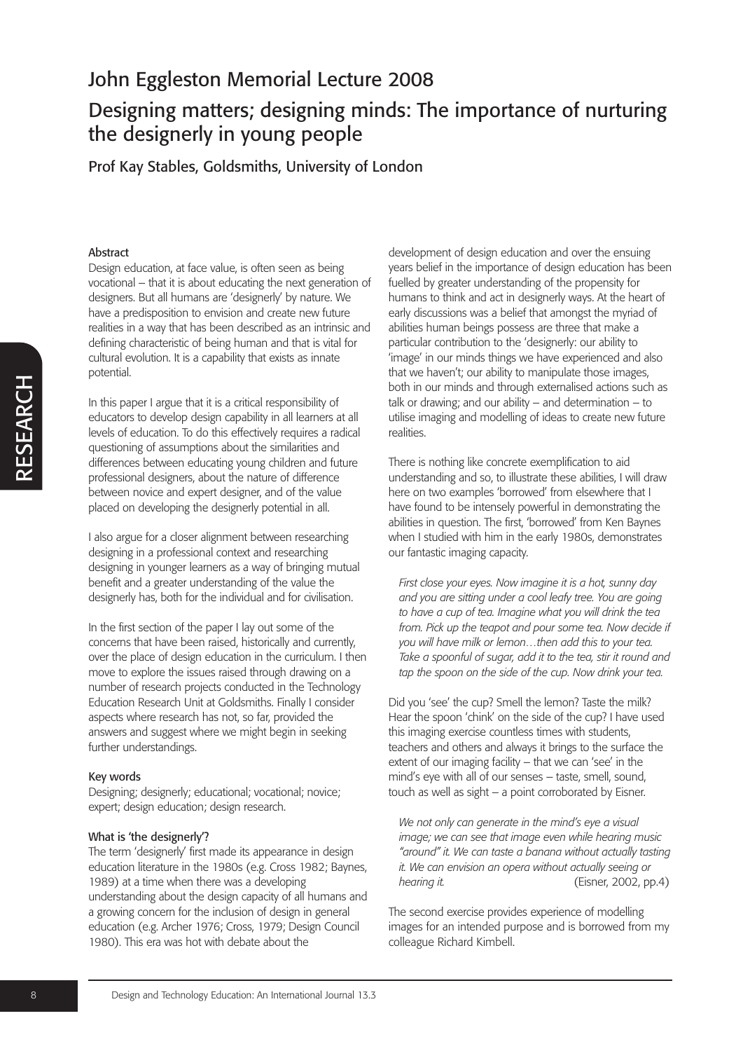# John Eggleston Memorial Lecture 2008

# Designing matters; designing minds: The importance of nurturing the designerly in young people

Prof Kay Stables, Goldsmiths, University of London

## Abstract

Design education, at face value, is often seen as being vocational – that it is about educating the next generation of designers. But all humans are 'designerly' by nature. We have a predisposition to envision and create new future realities in a way that has been described as an intrinsic and defining characteristic of being human and that is vital for cultural evolution. It is a capability that exists as innate potential.

In this paper I argue that it is a critical responsibility of educators to develop design capability in all learners at all levels of education. To do this effectively requires a radical questioning of assumptions about the similarities and differences between educating young children and future professional designers, about the nature of difference between novice and expert designer, and of the value placed on developing the designerly potential in all.

I also argue for a closer alignment between researching designing in a professional context and researching designing in younger learners as a way of bringing mutual benefit and a greater understanding of the value the designerly has, both for the individual and for civilisation.

In the first section of the paper I lay out some of the concerns that have been raised, historically and currently, over the place of design education in the curriculum. I then move to explore the issues raised through drawing on a number of research projects conducted in the Technology Education Research Unit at Goldsmiths. Finally I consider aspects where research has not, so far, provided the answers and suggest where we might begin in seeking further understandings.

## Key words

Designing; designerly; educational; vocational; novice; expert; design education; design research.

## What is 'the designerly'?

The term 'designerly' first made its appearance in design education literature in the 1980s (e.g. Cross 1982; Baynes, 1989) at a time when there was a developing understanding about the design capacity of all humans and a growing concern for the inclusion of design in general education (e.g. Archer 1976; Cross, 1979; Design Council 1980). This era was hot with debate about the development of design education and over the ensuing years belief in the importance of design education has been fuelled by greater understanding of the propensity for humans to think and act in designerly ways. At the heart of early discussions was a belief that amongst the myriad of abilities human beings possess are three that make a particular contribution to the 'designerly: our ability to 'image' in our minds things we have experienced and also that we haven't; our ability to manipulate those images, both in our minds and through externalised actions such as talk or drawing; and our ability – and determination – to utilise imaging and modelling of ideas to create new future realities.

There is nothing like concrete exemplification to aid understanding and so, to illustrate these abilities, I will draw here on two examples 'borrowed' from elsewhere that I have found to be intensely powerful in demonstrating the abilities in question. The first, 'borrowed' from Ken Baynes when I studied with him in the early 1980s, demonstrates our fantastic imaging capacity.

> *First close your eyes. Now imagine it is a hot, sunny day and you are sitting under a cool leafy tree. You are going to have a cup of tea. Imagine what you will drink the tea from. Pick up the teapot and pour some tea. Now decide if you will have milk or lemon…then add this to your tea. Take a spoonful of sugar, add it to the tea, stir it round and tap the spoon on the side of the cup. Now drink your tea.*

Did you 'see' the cup? Smell the lemon? Taste the milk? Hear the spoon 'chink' on the side of the cup? I have used this imaging exercise countless times with students, teachers and others and always it brings to the surface the extent of our imaging facility – that we can 'see' in the mind's eye with all of our senses – taste, smell, sound, touch as well as sight – a point corroborated by Eisner.

> *We not only can generate in the mind's eye a visual image; we can see that image even while hearing music "around" it. We can taste a banana without actually tasting it. We can envision an opera without actually seeing or hearing it.* (Eisner, 2002, pp.4)

The second exercise provides experience of modelling images for an intended purpose and is borrowed from my colleague Richard Kimbell.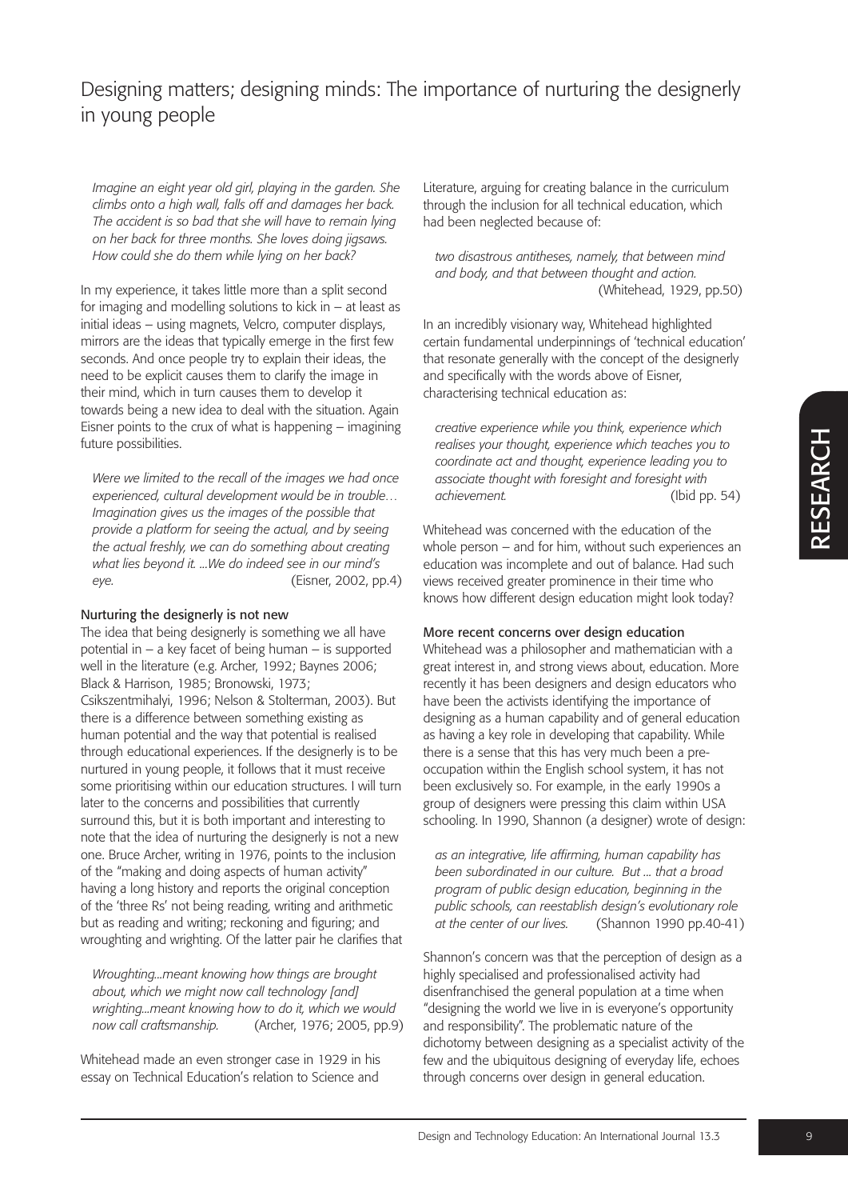# Designing matters; designing minds: The importance of nurturing the designerly in young people

*Imagine an eight year old girl, playing in the garden. She climbs onto a high wall, falls off and damages her back. The accident is so bad that she will have to remain lying on her back for three months. She loves doing jigsaws. How could she do them while lying on her back?*

In my experience, it takes little more than a split second for imaging and modelling solutions to kick in – at least as initial ideas – using magnets, Velcro, computer displays, mirrors are the ideas that typically emerge in the first few seconds. And once people try to explain their ideas, the need to be explicit causes them to clarify the image in their mind, which in turn causes them to develop it towards being a new idea to deal with the situation. Again Eisner points to the crux of what is happening – imagining future possibilities.

> *Were we limited to the recall of the images we had once experienced, cultural development would be in trouble… Imagination gives us the images of the possible that provide a platform for seeing the actual, and by seeing the actual freshly, we can do something about creating what lies beyond it. ...We do indeed see in our mind's eye.* (Eisner, 2002, pp.4)

### Nurturing the designerly is not new

The idea that being designerly is something we all have potential in – a key facet of being human – is supported well in the literature (e.g. Archer, 1992; Baynes 2006; Black & Harrison, 1985; Bronowski, 1973; Csikszentmihalyi, 1996; Nelson & Stolterman, 2003). But there is a difference between something existing as human potential and the way that potential is realised through educational experiences. If the designerly is to be nurtured in young people, it follows that it must receive some prioritising within our education structures. I will turn later to the concerns and possibilities that currently surround this, but it is both important and interesting to note that the idea of nurturing the designerly is not a new one. Bruce Archer, writing in 1976, points to the inclusion of the "making and doing aspects of human activity" having a long history and reports the original conception of the 'three Rs' not being reading, writing and arithmetic but as reading and writing; reckoning and figuring; and wroughting and wrighting. Of the latter pair he clarifies that

> *Wroughting...meant knowing how things are brought about, which we might now call technology [and] wrighting...meant knowing how to do it, which we would now call craftsmanship.* (Archer, 1976; 2005, pp.9)

Whitehead made an even stronger case in 1929 in his essay on Technical Education's relation to Science and Literature, arguing for creating balance in the curriculum through the inclusion for all technical education, which had been neglected because of:

> *two disastrous antitheses, namely, that between mind and body, and that between thought and action.* (Whitehead, 1929, pp.50)

In an incredibly visionary way, Whitehead highlighted certain fundamental underpinnings of 'technical education' that resonate generally with the concept of the designerly and specifically with the words above of Eisner, characterising technical education as:

> *creative experience while you think, experience which realises your thought, experience which teaches you to coordinate act and thought, experience leading you to associate thought with foresight and foresight with achievement.* (Ibid pp. 54)

Whitehead was concerned with the education of the whole person – and for him, without such experiences an education was incomplete and out of balance. Had such views received greater prominence in their time who knows how different design education might look today?

### More recent concerns over design education

Whitehead was a philosopher and mathematician with a great interest in, and strong views about, education. More recently it has been designers and design educators who have been the activists identifying the importance of designing as a human capability and of general education as having a key role in developing that capability. While there is a sense that this has very much been a pre-occupation within the English school system, it has not been exclusively so. For example, in the early 1990s a group of designers were pressing this claim within USA schooling. In 1990, Shannon (a designer) wrote of design:

> *as an integrative, life affirming, human capability has been subordinated in our culture. But ... that a broad program of public design education, beginning in the public schools, can reestablish design's evolutionary role at the center of our lives.* (Shannon 1990 pp.40-41)

Shannon's concern was that the perception of design as a highly specialised and professionalised activity had disenfranchised the general population at a time when "designing the world we live in is everyone's opportunity and responsibility". The problematic nature of the dichotomy between designing as a specialist activity of the few and the ubiquitous designing of everyday life, echoes through concerns over design in general education.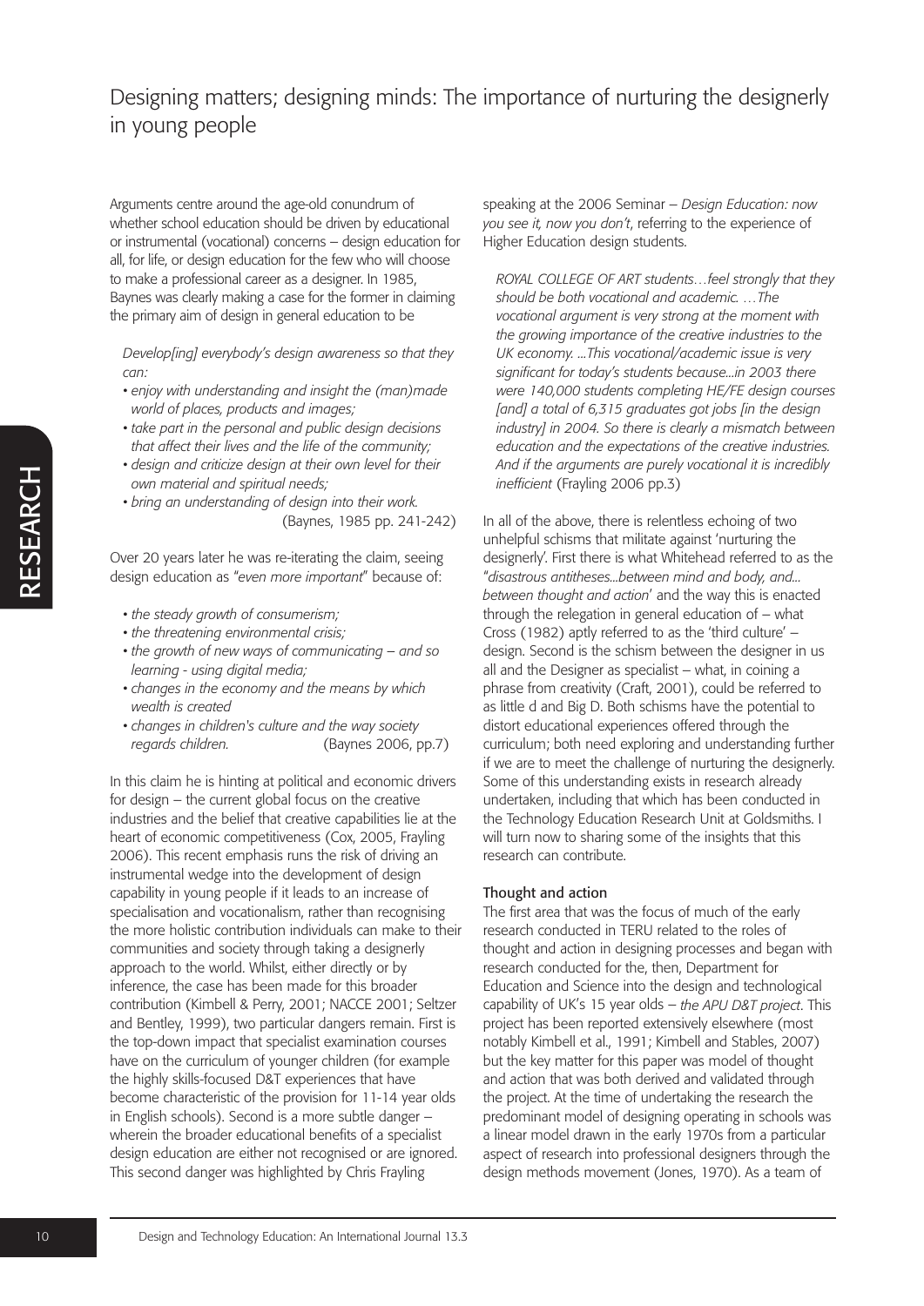# Designing matters; designing minds: The importance of nurturing the designerly in young people

Arguments centre around the age-old conundrum of whether school education should be driven by educational or instrumental (vocational) concerns – design education for all, for life, or design education for the few who will choose to make a professional career as a designer. In 1985, Baynes was clearly making a case for the former in claiming the primary aim of design in general education to be

> *Develop[ing] everybody's design awareness so that they can:*
> - *enjoy with understanding and insight the (man)made world of places, products and images;*
> - *take part in the personal and public design decisions that affect their lives and the life of the community;*
> - *design and criticize design at their own level for their own material and spiritual needs;*
> - *bring an understanding of design into their work.*
>
> (Baynes, 1985 pp. 241-242)

Over 20 years later he was re-iterating the claim, seeing design education as "*even more important*" because of:

> - *the steady growth of consumerism;*
> - *the threatening environmental crisis;*
> - *the growth of new ways of communicating – and so learning - using digital media;*
> - *changes in the economy and the means by which wealth is created*
> - *changes in children's culture and the way society regards children.*
>
> (Baynes 2006, pp.7)

In this claim he is hinting at political and economic drivers for design – the current global focus on the creative industries and the belief that creative capabilities lie at the heart of economic competitiveness (Cox, 2005, Frayling 2006). This recent emphasis runs the risk of driving an instrumental wedge into the development of design capability in young people if it leads to an increase of specialisation and vocationalism, rather than recognising the more holistic contribution individuals can make to their communities and society through taking a designerly approach to the world. Whilst, either directly or by inference, the case has been made for this broader contribution (Kimbell & Perry, 2001; NACCE 2001; Seltzer and Bentley, 1999), two particular dangers remain. First is the top-down impact that specialist examination courses have on the curriculum of younger children (for example the highly skills-focused D&T experiences that have become characteristic of the provision for 11-14 year olds in English schools). Second is a more subtle danger – wherein the broader educational benefits of a specialist design education are either not recognised or are ignored. This second danger was highlighted by Chris Frayling speaking at the 2006 Seminar – *Design Education: now you see it, now you don't*, referring to the experience of Higher Education design students.

> *ROYAL COLLEGE OF ART students…feel strongly that they should be both vocational and academic. …The vocational argument is very strong at the moment with the growing importance of the creative industries to the UK economy. ...This vocational/academic issue is very significant for today's students because...in 2003 there were 140,000 students completing HE/FE design courses [and] a total of 6,315 graduates got jobs [in the design industry] in 2004. So there is clearly a mismatch between education and the expectations of the creative industries. And if the arguments are purely vocational it is incredibly inefficient* (Frayling 2006 pp.3)

In all of the above, there is relentless echoing of two unhelpful schisms that militate against 'nurturing the designerly'. First there is what Whitehead referred to as the "*disastrous antitheses...between mind and body, and... between thought and action*" and the way this is enacted through the relegation in general education of – what Cross (1982) aptly referred to as the 'third culture' – design. Second is the schism between the designer in us all and the Designer as specialist – what, in coining a phrase from creativity (Craft, 2001), could be referred to as little d and Big D. Both schisms have the potential to distort educational experiences offered through the curriculum; both need exploring and understanding further if we are to meet the challenge of nurturing the designerly. Some of this understanding exists in research already undertaken, including that which has been conducted in the Technology Education Research Unit at Goldsmiths. I will turn now to sharing some of the insights that this research can contribute.

## Thought and action

The first area that was the focus of much of the early research conducted in TERU related to the roles of thought and action in designing processes and began with research conducted for the, then, Department for Education and Science into the design and technological capability of UK's 15 year olds – *the APU D&T project*. This project has been reported extensively elsewhere (most notably Kimbell et al., 1991; Kimbell and Stables, 2007) but the key matter for this paper was model of thought and action that was both derived and validated through the project. At the time of undertaking the research the predominant model of designing operating in schools was a linear model drawn in the early 1970s from a particular aspect of research into professional designers through the design methods movement (Jones, 1970). As a team of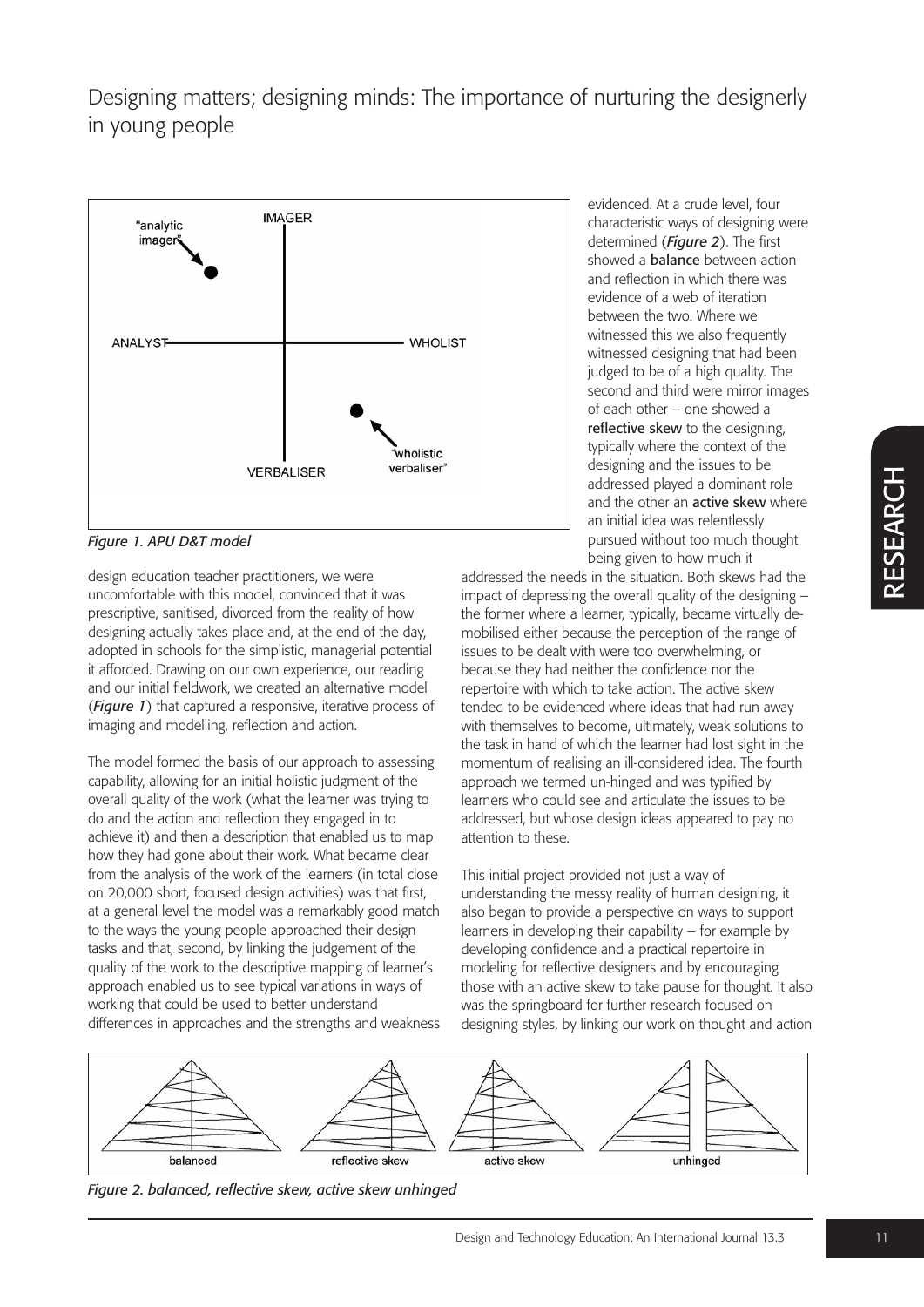Figure 1. APU D&T model

design education teacher practitioners, we were uncomfortable with this model, convinced that it was prescriptive, sanitised, divorced from the reality of how designing actually takes place and, at the end of the day, adopted in schools for the simplistic, managerial potential it afforded. Drawing on our own experience, our reading and our initial fieldwork, we created an alternative model (*Figure 1*) that captured a responsive, iterative process of imaging and modelling, reflection and action.

The model formed the basis of our approach to assessing capability, allowing for an initial holistic judgment of the overall quality of the work (what the learner was trying to do and the action and reflection they engaged in to achieve it) and then a description that enabled us to map how they had gone about their work. What became clear from the analysis of the work of the learners (in total close on 20,000 short, focused design activities) was that first, at a general level the model was a remarkably good match to the ways the young people approached their design tasks and that, second, by linking the judgement of the quality of the work to the descriptive mapping of learner's approach enabled us to see typical variations in ways of working that could be used to better understand differences in approaches and the strengths and weakness evidenced. At a crude level, four characteristic ways of designing were determined (*Figure 2*). The first showed a **balance** between action and reflection in which there was evidence of a web of iteration between the two. Where we witnessed this we also frequently witnessed designing that had been judged to be of a high quality. The second and third were mirror images of each other – one showed a **reflective skew** to the designing, typically where the context of the designing and the issues to be addressed played a dominant role and the other an **active skew** where an initial idea was relentlessly pursued without too much thought being given to how much it addressed the needs in the situation. Both skews had the impact of depressing the overall quality of the designing – the former where a learner, typically, became virtually de-mobilised either because the perception of the range of issues to be dealt with were too overwhelming, or because they had neither the confidence nor the repertoire with which to take action. The active skew tended to be evidenced where ideas that had run away with themselves to become, ultimately, weak solutions to the task in hand of which the learner had lost sight in the momentum of realising an ill-considered idea. The fourth approach we termed un-hinged and was typified by learners who could see and articulate the issues to be addressed, but whose design ideas appeared to pay no attention to these.

This initial project provided not just a way of understanding the messy reality of human designing, it also began to provide a perspective on ways to support learners in developing their capability – for example by developing confidence and a practical repertoire in modeling for reflective designers and by encouraging those with an active skew to take pause for thought. It also was the springboard for further research focused on designing styles, by linking our work on thought and action

Figure 2. balanced, reflective skew, active skew unhinged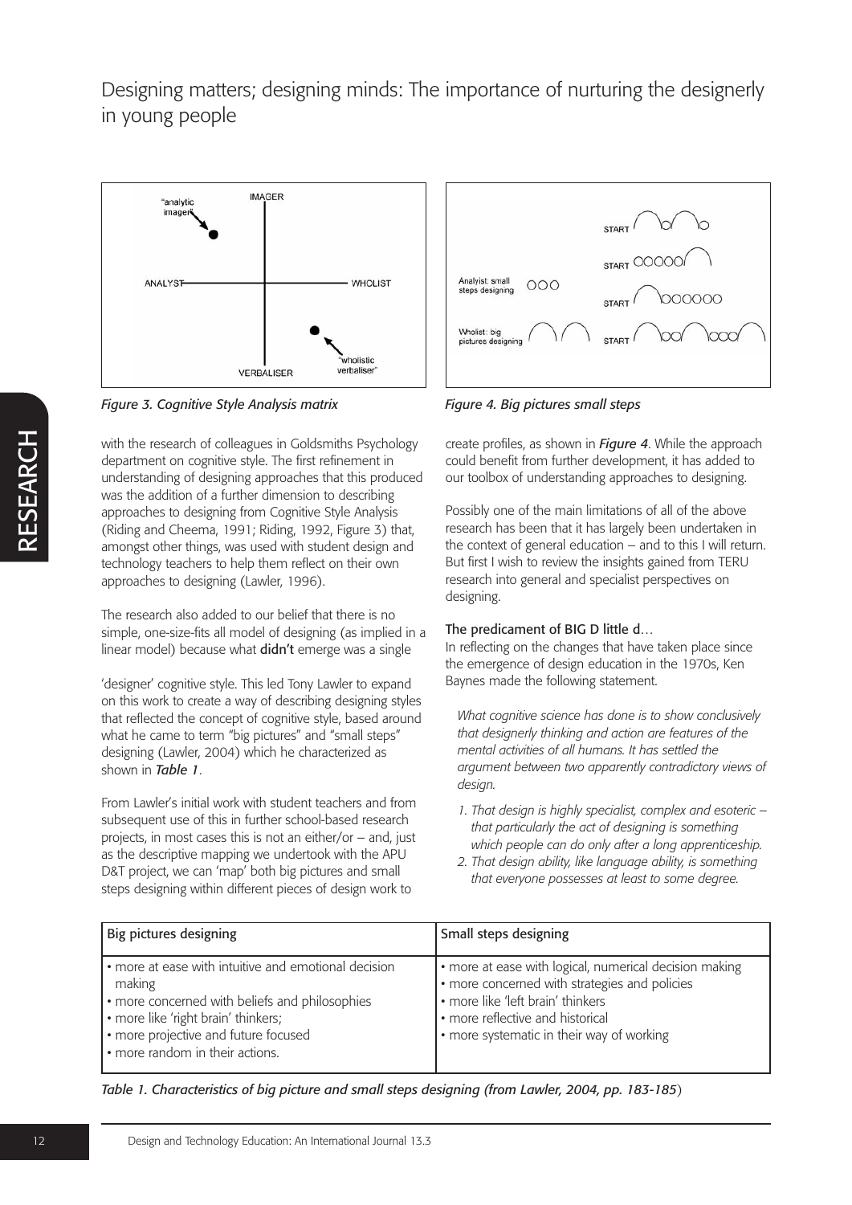# Designing matters; designing minds: The importance of nurturing the designerly in young people

*Figure 3. Cognitive Style Analysis matrix*

*Figure 4. Big pictures small steps*

with the research of colleagues in Goldsmiths Psychology department on cognitive style. The first refinement in understanding of designing approaches that this produced was the addition of a further dimension to describing approaches to designing from Cognitive Style Analysis (Riding and Cheema, 1991; Riding, 1992, Figure 3) that, amongst other things, was used with student design and technology teachers to help them reflect on their own approaches to designing (Lawler, 1996).

The research also added to our belief that there is no simple, one-size-fits all model of designing (as implied in a linear model) because what **didn't** emerge was a single 'designer' cognitive style. This led Tony Lawler to expand on this work to create a way of describing designing styles that reflected the concept of cognitive style, based around what he came to term "big pictures" and "small steps" designing (Lawler, 2004) which he characterized as shown in ***Table 1***.

From Lawler's initial work with student teachers and from subsequent use of this in further school-based research projects, in most cases this is not an either/or – and, just as the descriptive mapping we undertook with the APU D&T project, we can 'map' both big pictures and small steps designing within different pieces of design work to create profiles, as shown in ***Figure 4***. While the approach could benefit from further development, it has added to our toolbox of understanding approaches to designing.

Possibly one of the main limitations of all of the above research has been that it has largely been undertaken in the context of general education – and to this I will return. But first I wish to review the insights gained from TERU research into general and specialist perspectives on designing.

### The predicament of BIG D little d…

In reflecting on the changes that have taken place since the emergence of design education in the 1970s, Ken Baynes made the following statement.

> *What cognitive science has done is to show conclusively that designerly thinking and action are features of the mental activities of all humans. It has settled the argument between two apparently contradictory views of design.*
>
> 1. *That design is highly specialist, complex and esoteric – that particularly the act of designing is something which people can do only after a long apprenticeship.*
> 2. *That design ability, like language ability, is something that everyone possesses at least to some degree.*

| Big pictures designing | Small steps designing |
| --- | --- |
| • more at ease with intuitive and emotional decision making<br>• more concerned with beliefs and philosophies<br>• more like 'right brain' thinkers;<br>• more projective and future focused<br>• more random in their actions. | • more at ease with logical, numerical decision making<br>• more concerned with strategies and policies<br>• more like 'left brain' thinkers<br>• more reflective and historical<br>• more systematic in their way of working |

*Table 1. Characteristics of big picture and small steps designing (from Lawler, 2004, pp. 183-185)*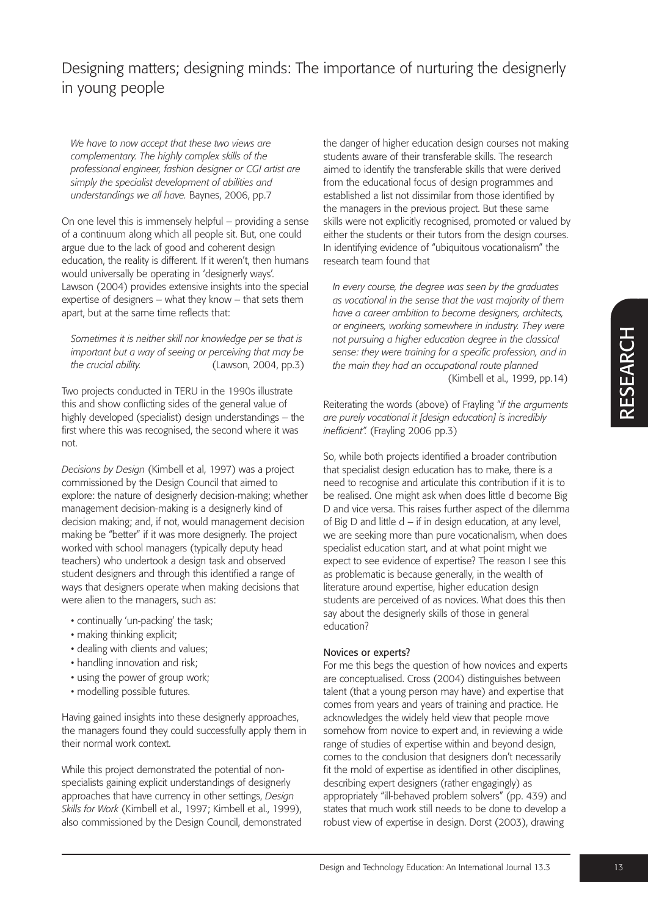# Designing matters; designing minds: The importance of nurturing the designerly in young people

*We have to now accept that these two views are complementary. The highly complex skills of the professional engineer, fashion designer or CGI artist are simply the specialist development of abilities and understandings we all have.* Baynes, 2006, pp.7

On one level this is immensely helpful – providing a sense of a continuum along which all people sit. But, one could argue due to the lack of good and coherent design education, the reality is different. If it weren't, then humans would universally be operating in 'designerly ways'. Lawson (2004) provides extensive insights into the special expertise of designers – what they know – that sets them apart, but at the same time reflects that:

*Sometimes it is neither skill nor knowledge per se that is important but a way of seeing or perceiving that may be the crucial ability.* (Lawson, 2004, pp.3)

Two projects conducted in TERU in the 1990s illustrate this and show conflicting sides of the general value of highly developed (specialist) design understandings – the first where this was recognised, the second where it was not.

*Decisions by Design* (Kimbell et al, 1997) was a project commissioned by the Design Council that aimed to explore: the nature of designerly decision-making; whether management decision-making is a designerly kind of decision making; and, if not, would management decision making be "better" if it was more designerly. The project worked with school managers (typically deputy head teachers) who undertook a design task and observed student designers and through this identified a range of ways that designers operate when making decisions that were alien to the managers, such as:

- continually 'un-packing' the task;
- making thinking explicit;
- dealing with clients and values;
- handling innovation and risk;
- using the power of group work;
- modelling possible futures.

Having gained insights into these designerly approaches, the managers found they could successfully apply them in their normal work context.

While this project demonstrated the potential of non-specialists gaining explicit understandings of designerly approaches that have currency in other settings, *Design Skills for Work* (Kimbell et al., 1997; Kimbell et al., 1999), also commissioned by the Design Council, demonstrated the danger of higher education design courses not making students aware of their transferable skills. The research aimed to identify the transferable skills that were derived from the educational focus of design programmes and established a list not dissimilar from those identified by the managers in the previous project. But these same skills were not explicitly recognised, promoted or valued by either the students or their tutors from the design courses. In identifying evidence of "ubiquitous vocationalism" the research team found that

*In every course, the degree was seen by the graduates as vocational in the sense that the vast majority of them have a career ambition to become designers, architects, or engineers, working somewhere in industry. They were not pursuing a higher education degree in the classical sense: they were training for a specific profession, and in the main they had an occupational route planned* (Kimbell et al., 1999, pp.14)

Reiterating the words (above) of Frayling "*if the arguments are purely vocational it [design education] is incredibly inefficient".* (Frayling 2006 pp.3)

So, while both projects identified a broader contribution that specialist design education has to make, there is a need to recognise and articulate this contribution if it is to be realised. One might ask when does little d become Big D and vice versa. This raises further aspect of the dilemma of Big D and little d – if in design education, at any level, we are seeking more than pure vocationalism, when does specialist education start, and at what point might we expect to see evidence of expertise? The reason I see this as problematic is because generally, in the wealth of literature around expertise, higher education design students are perceived of as novices. What does this then say about the designerly skills of those in general education?

**Novices or experts?**

For me this begs the question of how novices and experts are conceptualised. Cross (2004) distinguishes between talent (that a young person may have) and expertise that comes from years and years of training and practice. He acknowledges the widely held view that people move somehow from novice to expert and, in reviewing a wide range of studies of expertise within and beyond design, comes to the conclusion that designers don't necessarily fit the mold of expertise as identified in other disciplines, describing expert designers (rather engagingly) as appropriately "ill-behaved problem solvers" (pp. 439) and states that much work still needs to be done to develop a robust view of expertise in design. Dorst (2003), drawing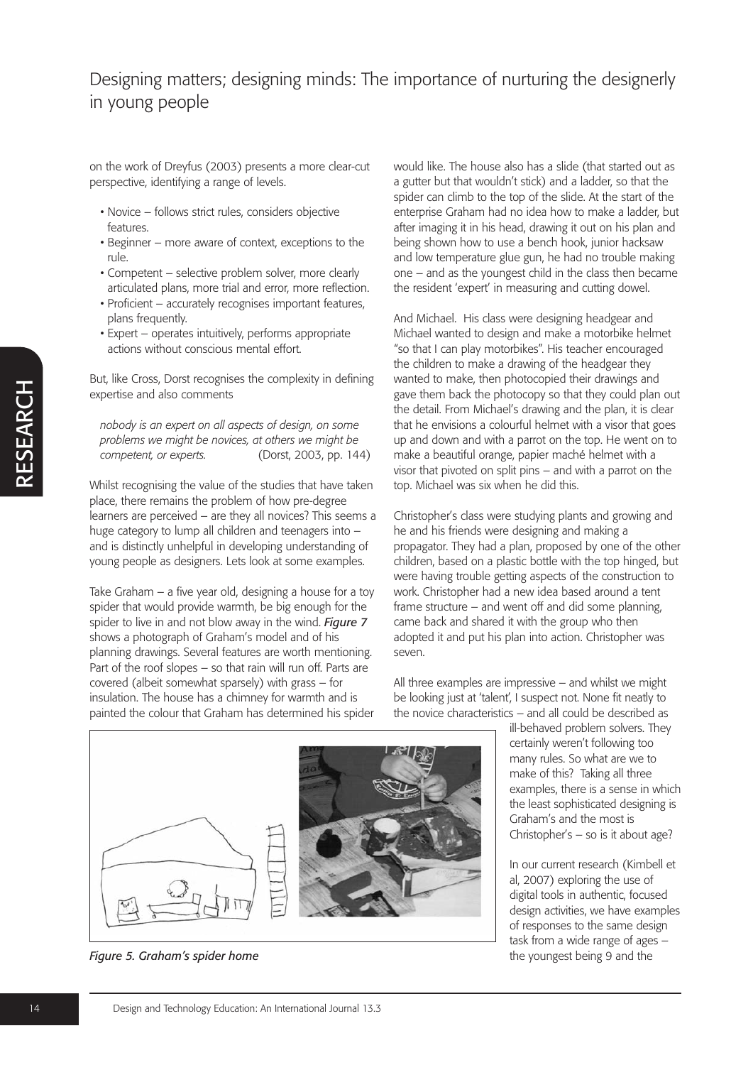on the work of Dreyfus (2003) presents a more clear-cut perspective, identifying a range of levels.

- Novice – follows strict rules, considers objective features.
- Beginner – more aware of context, exceptions to the rule.
- Competent – selective problem solver, more clearly articulated plans, more trial and error, more reflection.
- Proficient – accurately recognises important features, plans frequently.
- Expert – operates intuitively, performs appropriate actions without conscious mental effort.

But, like Cross, Dorst recognises the complexity in defining expertise and also comments

> *nobody is an expert on all aspects of design, on some problems we might be novices, at others we might be competent, or experts.* (Dorst, 2003, pp. 144)

Whilst recognising the value of the studies that have taken place, there remains the problem of how pre-degree learners are perceived – are they all novices? This seems a huge category to lump all children and teenagers into – and is distinctly unhelpful in developing understanding of young people as designers. Lets look at some examples.

Take Graham – a five year old, designing a house for a toy spider that would provide warmth, be big enough for the spider to live in and not blow away in the wind. ***Figure 7*** shows a photograph of Graham's model and of his planning drawings. Several features are worth mentioning. Part of the roof slopes – so that rain will run off. Parts are covered (albeit somewhat sparsely) with grass – for insulation. The house has a chimney for warmth and is painted the colour that Graham has determined his spider would like. The house also has a slide (that started out as a gutter but that wouldn't stick) and a ladder, so that the spider can climb to the top of the slide. At the start of the enterprise Graham had no idea how to make a ladder, but after imaging it in his head, drawing it out on his plan and being shown how to use a bench hook, junior hacksaw and low temperature glue gun, he had no trouble making one – and as the youngest child in the class then became the resident 'expert' in measuring and cutting dowel.

*Figure 5. Graham's spider home*

And Michael. His class were designing headgear and Michael wanted to design and make a motorbike helmet "so that I can play motorbikes". His teacher encouraged the children to make a drawing of the headgear they wanted to make, then photocopied their drawings and gave them back the photocopy so that they could plan out the detail. From Michael's drawing and the plan, it is clear that he envisions a colourful helmet with a visor that goes up and down and with a parrot on the top. He went on to make a beautiful orange, papier maché helmet with a visor that pivoted on split pins – and with a parrot on the top. Michael was six when he did this.

Christopher's class were studying plants and growing and he and his friends were designing and making a propagator. They had a plan, proposed by one of the other children, based on a plastic bottle with the top hinged, but were having trouble getting aspects of the construction to work. Christopher had a new idea based around a tent frame structure – and went off and did some planning, came back and shared it with the group who then adopted it and put his plan into action. Christopher was seven.

All three examples are impressive – and whilst we might be looking just at 'talent', I suspect not. None fit neatly to the novice characteristics – and all could be described as ill-behaved problem solvers. They certainly weren't following too many rules. So what are we to make of this? Taking all three examples, there is a sense in which the least sophisticated designing is Graham's and the most is Christopher's – so is it about age?

In our current research (Kimbell et al, 2007) exploring the use of digital tools in authentic, focused design activities, we have examples of responses to the same design task from a wide range of ages – the youngest being 9 and the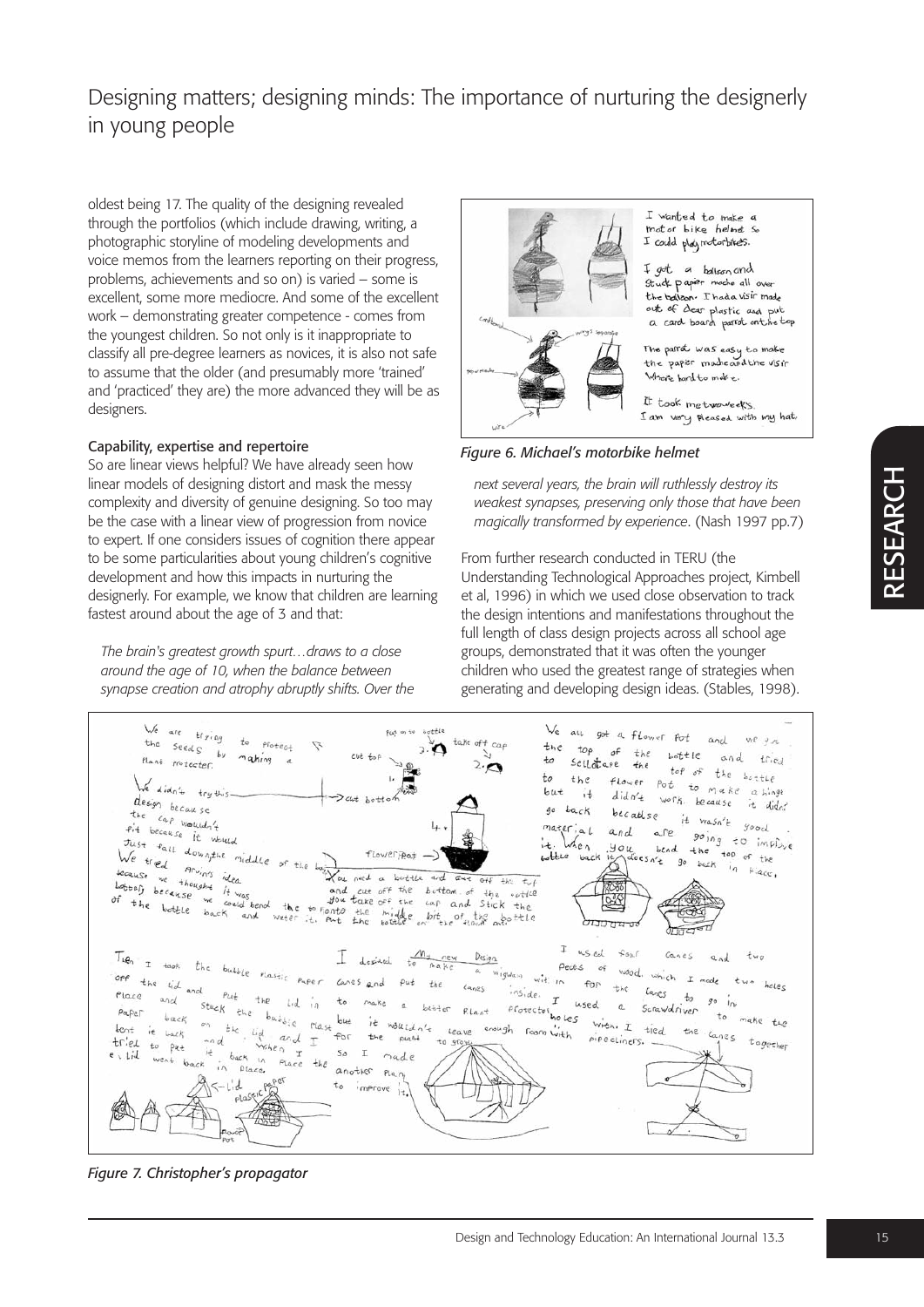oldest being 17. The quality of the designing revealed through the portfolios (which include drawing, writing, a photographic storyline of modeling developments and voice memos from the learners reporting on their progress, problems, achievements and so on) is varied – some is excellent, some more mediocre. And some of the excellent work – demonstrating greater competence - comes from the youngest children. So not only is it inappropriate to classify all pre-degree learners as novices, it is also not safe to assume that the older (and presumably more 'trained' and 'practiced' they are) the more advanced they will be as designers.

### Capability, expertise and repertoire

So are linear views helpful? We have already seen how linear models of designing distort and mask the messy complexity and diversity of genuine designing. So too may be the case with a linear view of progression from novice to expert. If one considers issues of cognition there appear to be some particularities about young children's cognitive development and how this impacts in nurturing the designerly. For example, we know that children are learning fastest around about the age of 3 and that:

*The brain's greatest growth spurt…draws to a close around the age of 10, when the balance between synapse creation and atrophy abruptly shifts. Over the next several years, the brain will ruthlessly destroy its weakest synapses, preserving only those that have been magically transformed by experience*. (Nash 1997 pp.7)

*Figure 6. Michael's motorbike helmet*

From further research conducted in TERU (the Understanding Technological Approaches project, Kimbell et al, 1996) in which we used close observation to track the design intentions and manifestations throughout the full length of class design projects across all school age groups, demonstrated that it was often the younger children who used the greatest range of strategies when generating and developing design ideas. (Stables, 1998).

*Figure 7. Christopher's propagator*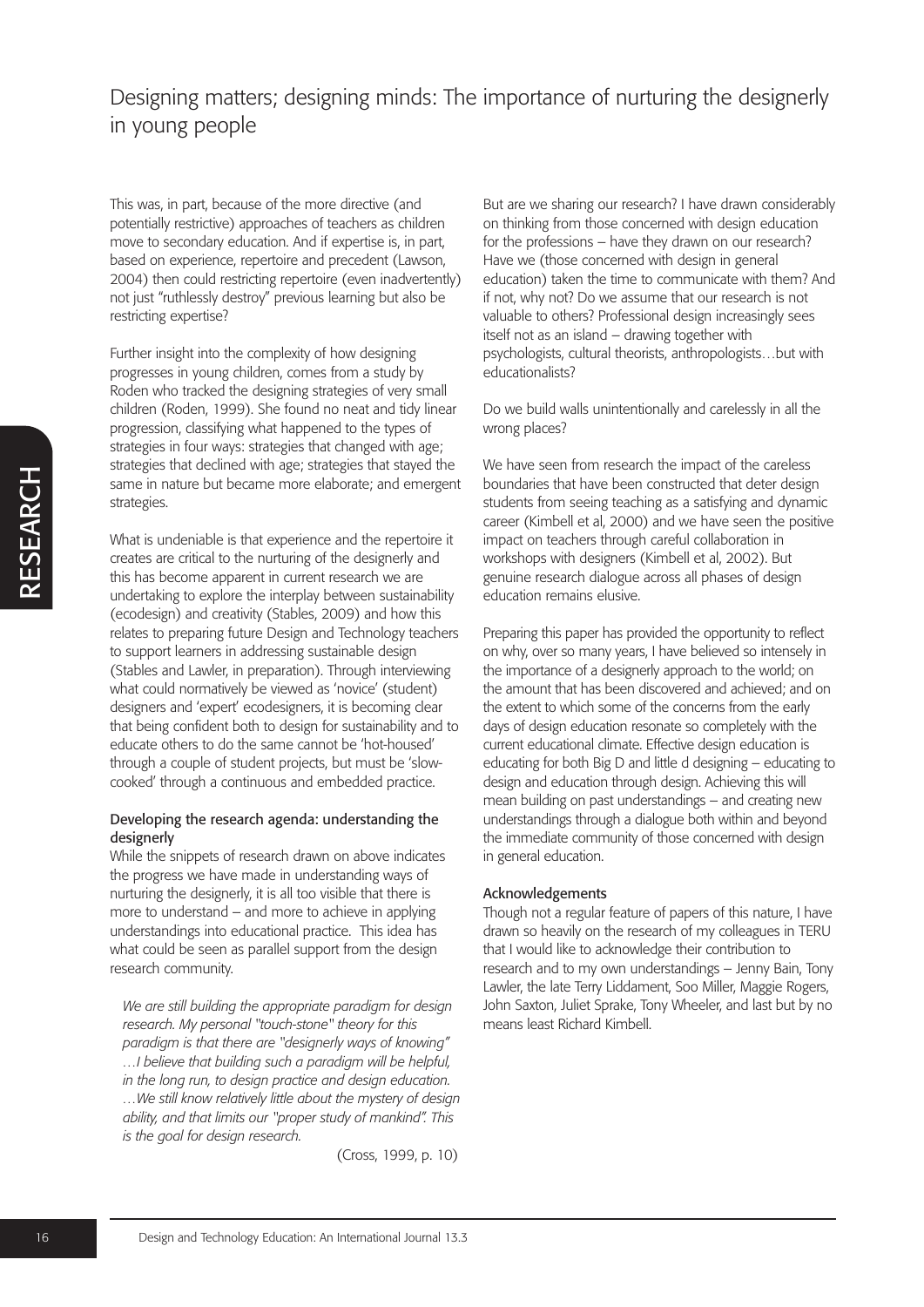This was, in part, because of the more directive (and potentially restrictive) approaches of teachers as children move to secondary education. And if expertise is, in part, based on experience, repertoire and precedent (Lawson, 2004) then could restricting repertoire (even inadvertently) not just "ruthlessly destroy" previous learning but also be restricting expertise?

Further insight into the complexity of how designing progresses in young children, comes from a study by Roden who tracked the designing strategies of very small children (Roden, 1999). She found no neat and tidy linear progression, classifying what happened to the types of strategies in four ways: strategies that changed with age; strategies that declined with age; strategies that stayed the same in nature but became more elaborate; and emergent strategies.

What is undeniable is that experience and the repertoire it creates are critical to the nurturing of the designerly and this has become apparent in current research we are undertaking to explore the interplay between sustainability (ecodesign) and creativity (Stables, 2009) and how this relates to preparing future Design and Technology teachers to support learners in addressing sustainable design (Stables and Lawler, in preparation). Through interviewing what could normatively be viewed as 'novice' (student) designers and 'expert' ecodesigners, it is becoming clear that being confident both to design for sustainability and to educate others to do the same cannot be 'hot-housed' through a couple of student projects, but must be 'slow-cooked' through a continuous and embedded practice.

### Developing the research agenda: understanding the designerly

While the snippets of research drawn on above indicates the progress we have made in understanding ways of nurturing the designerly, it is all too visible that there is more to understand – and more to achieve in applying understandings into educational practice. This idea has what could be seen as parallel support from the design research community.

> *We are still building the appropriate paradigm for design research. My personal "touch-stone" theory for this paradigm is that there are "designerly ways of knowing" …I believe that building such a paradigm will be helpful, in the long run, to design practice and design education. …We still know relatively little about the mystery of design ability, and that limits our "proper study of mankind". This is the goal for design research.*
>
> (Cross, 1999, p. 10)

But are we sharing our research? I have drawn considerably on thinking from those concerned with design education for the professions – have they drawn on our research? Have we (those concerned with design in general education) taken the time to communicate with them? And if not, why not? Do we assume that our research is not valuable to others? Professional design increasingly sees itself not as an island – drawing together with psychologists, cultural theorists, anthropologists…but with educationalists?

Do we build walls unintentionally and carelessly in all the wrong places?

We have seen from research the impact of the careless boundaries that have been constructed that deter design students from seeing teaching as a satisfying and dynamic career (Kimbell et al, 2000) and we have seen the positive impact on teachers through careful collaboration in workshops with designers (Kimbell et al, 2002). But genuine research dialogue across all phases of design education remains elusive.

Preparing this paper has provided the opportunity to reflect on why, over so many years, I have believed so intensely in the importance of a designerly approach to the world; on the amount that has been discovered and achieved; and on the extent to which some of the concerns from the early days of design education resonate so completely with the current educational climate. Effective design education is educating for both Big D and little d designing – educating to design and education through design. Achieving this will mean building on past understandings – and creating new understandings through a dialogue both within and beyond the immediate community of those concerned with design in general education.

### Acknowledgements

Though not a regular feature of papers of this nature, I have drawn so heavily on the research of my colleagues in TERU that I would like to acknowledge their contribution to research and to my own understandings – Jenny Bain, Tony Lawler, the late Terry Liddament, Soo Miller, Maggie Rogers, John Saxton, Juliet Sprake, Tony Wheeler, and last but by no means least Richard Kimbell.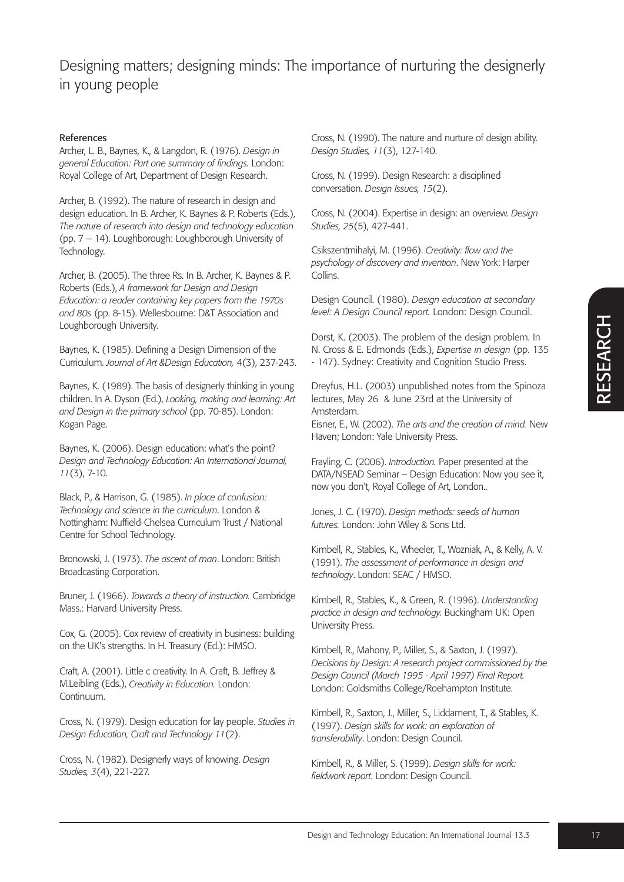## References

Archer, L. B., Baynes, K., & Langdon, R. (1976). *Design in general Education: Part one summary of findings.* London: Royal College of Art, Department of Design Research.

Archer, B. (1992). The nature of research in design and design education. In B. Archer, K. Baynes & P. Roberts (Eds.), *The nature of research into design and technology education* (pp. 7 – 14). Loughborough: Loughborough University of Technology.

Archer, B. (2005). The three Rs. In B. Archer, K. Baynes & P. Roberts (Eds.), *A framework for Design and Design Education: a reader containing key papers from the 1970s and 80s* (pp. 8-15). Wellesbourne: D&T Association and Loughborough University.

Baynes, K. (1985). Defining a Design Dimension of the Curriculum. *Journal of Art &Design Education,* 4(3), 237-243.

Baynes, K. (1989). The basis of designerly thinking in young children. In A. Dyson (Ed.), *Looking, making and learning: Art and Design in the primary school* (pp. 70-85). London: Kogan Page.

Baynes, K. (2006). Design education: what's the point? *Design and Technology Education: An International Journal, 11*(3), 7-10.

Black, P., & Harrison, G. (1985). *In place of confusion: Technology and science in the curriculum*. London & Nottingham: Nuffield-Chelsea Curriculum Trust / National Centre for School Technology.

Bronowski, J. (1973). *The ascent of man*. London: British Broadcasting Corporation.

Bruner, J. (1966). *Towards a theory of instruction.* Cambridge Mass.: Harvard University Press.

Cox, G. (2005). Cox review of creativity in business: building on the UK's strengths. In H. Treasury (Ed.): HMSO.

Craft, A. (2001). Little c creativity. In A. Craft, B. Jeffrey & M.Leibling (Eds.), *Creativity in Education.* London: Continuum.

Cross, N. (1979). Design education for lay people. *Studies in Design Education, Craft and Technology 11*(2).

Cross, N. (1982). Designerly ways of knowing. *Design Studies, 3*(4), 221-227.

Cross, N. (1990). The nature and nurture of design ability. *Design Studies, 11*(3), 127-140.

Cross, N. (1999). Design Research: a disciplined conversation. *Design Issues, 15*(2).

Cross, N. (2004). Expertise in design: an overview. *Design Studies, 25*(5), 427-441.

Csikszentmihalyi, M. (1996). *Creativity: flow and the psychology of discovery and invention*. New York: Harper Collins.

Design Council. (1980). *Design education at secondary level: A Design Council report.* London: Design Council.

Dorst, K. (2003). The problem of the design problem. In N. Cross & E. Edmonds (Eds.), *Expertise in design* (pp. 135 - 147). Sydney: Creativity and Cognition Studio Press.

Dreyfus, H.L. (2003) unpublished notes from the Spinoza lectures, May 26 & June 23rd at the University of Amsterdam.

Eisner, E., W. (2002). *The arts and the creation of mind.* New Haven; London: Yale University Press.

Frayling, C. (2006). *Introduction.* Paper presented at the DATA/NSEAD Seminar – Design Education: Now you see it, now you don't, Royal College of Art, London..

Jones, J. C. (1970). *Design methods: seeds of human futures.* London: John Wiley & Sons Ltd.

Kimbell, R., Stables, K., Wheeler, T., Wozniak, A., & Kelly, A. V. (1991). *The assessment of performance in design and technology*. London: SEAC / HMSO.

Kimbell, R., Stables, K., & Green, R. (1996). *Understanding practice in design and technology.* Buckingham UK: Open University Press.

Kimbell, R., Mahony, P., Miller, S., & Saxton, J. (1997). *Decisions by Design: A research project commissioned by the Design Council (March 1995 - April 1997) Final Report.* London: Goldsmiths College/Roehampton Institute.

Kimbell, R., Saxton, J., Miller, S., Liddament, T., & Stables, K. (1997). *Design skills for work: an exploration of transferability*. London: Design Council.

Kimbell, R., & Miller, S. (1999). *Design skills for work: fieldwork report*. London: Design Council.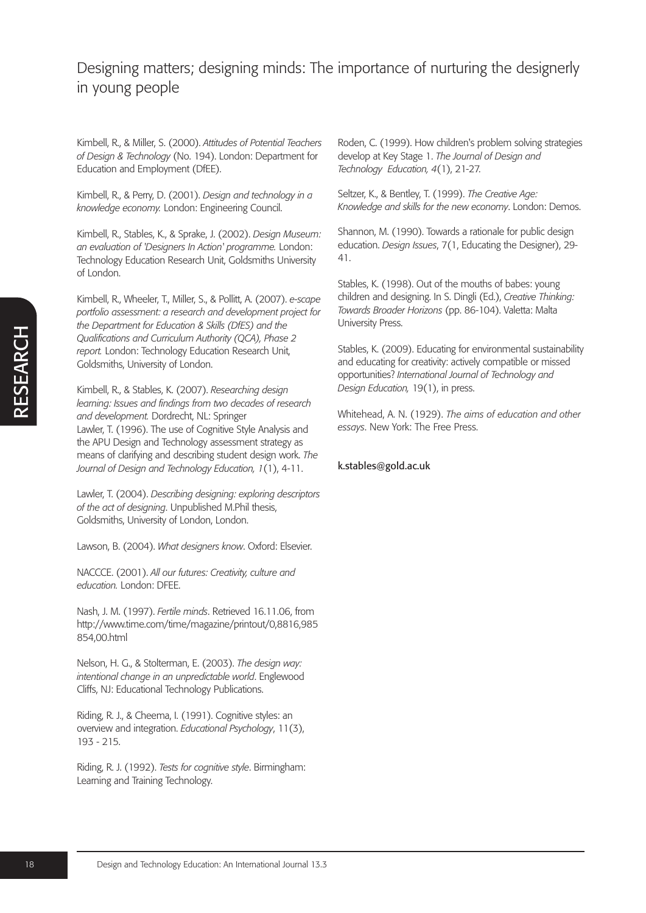Kimbell, R., & Miller, S. (2000). *Attitudes of Potential Teachers of Design & Technology* (No. 194). London: Department for Education and Employment (DfEE).

Kimbell, R., & Perry, D. (2001). *Design and technology in a knowledge economy.* London: Engineering Council.

Kimbell, R., Stables, K., & Sprake, J. (2002). *Design Museum: an evaluation of 'Designers In Action' programme.* London: Technology Education Research Unit, Goldsmiths University of London.

Kimbell, R., Wheeler, T., Miller, S., & Pollitt, A. (2007). *e-scape portfolio assessment: a research and development project for the Department for Education & Skills (DfES) and the Qualifications and Curriculum Authority (QCA), Phase 2 report.* London: Technology Education Research Unit, Goldsmiths, University of London.

Kimbell, R., & Stables, K. (2007). *Researching design learning: Issues and findings from two decades of research and development.* Dordrecht, NL: Springer

Lawler, T. (1996). The use of Cognitive Style Analysis and the APU Design and Technology assessment strategy as means of clarifying and describing student design work. *The Journal of Design and Technology Education, 1*(1), 4-11.

Lawler, T. (2004). *Describing designing: exploring descriptors of the act of designing*. Unpublished M.Phil thesis, Goldsmiths, University of London, London.

Lawson, B. (2004). *What designers know*. Oxford: Elsevier.

NACCCE. (2001). *All our futures: Creativity, culture and education.* London: DFEE.

Nash, J. M. (1997). *Fertile minds*. Retrieved 16.11.06, from http://www.time.com/time/magazine/printout/0,8816,985854,00.html

Nelson, H. G., & Stolterman, E. (2003). *The design way: intentional change in an unpredictable world*. Englewood Cliffs, NJ: Educational Technology Publications.

Riding, R. J., & Cheema, I. (1991). Cognitive styles: an overview and integration. *Educational Psychology*, 11(3), 193 - 215.

Riding, R. J. (1992). *Tests for cognitive style*. Birmingham: Learning and Training Technology.

Roden, C. (1999). How children's problem solving strategies develop at Key Stage 1. *The Journal of Design and Technology Education, 4*(1), 21-27.

Seltzer, K., & Bentley, T. (1999). *The Creative Age: Knowledge and skills for the new economy*. London: Demos.

Shannon, M. (1990). Towards a rationale for public design education. *Design Issues*, 7(1, Educating the Designer), 29-41.

Stables, K. (1998). Out of the mouths of babes: young children and designing. In S. Dingli (Ed.), *Creative Thinking: Towards Broader Horizons* (pp. 86-104). Valetta: Malta University Press.

Stables, K. (2009). Educating for environmental sustainability and educating for creativity: actively compatible or missed opportunities? *International Journal of Technology and Design Education,* 19(1), in press.

Whitehead, A. N. (1929). *The aims of education and other essays*. New York: The Free Press.

k.stables@gold.ac.uk